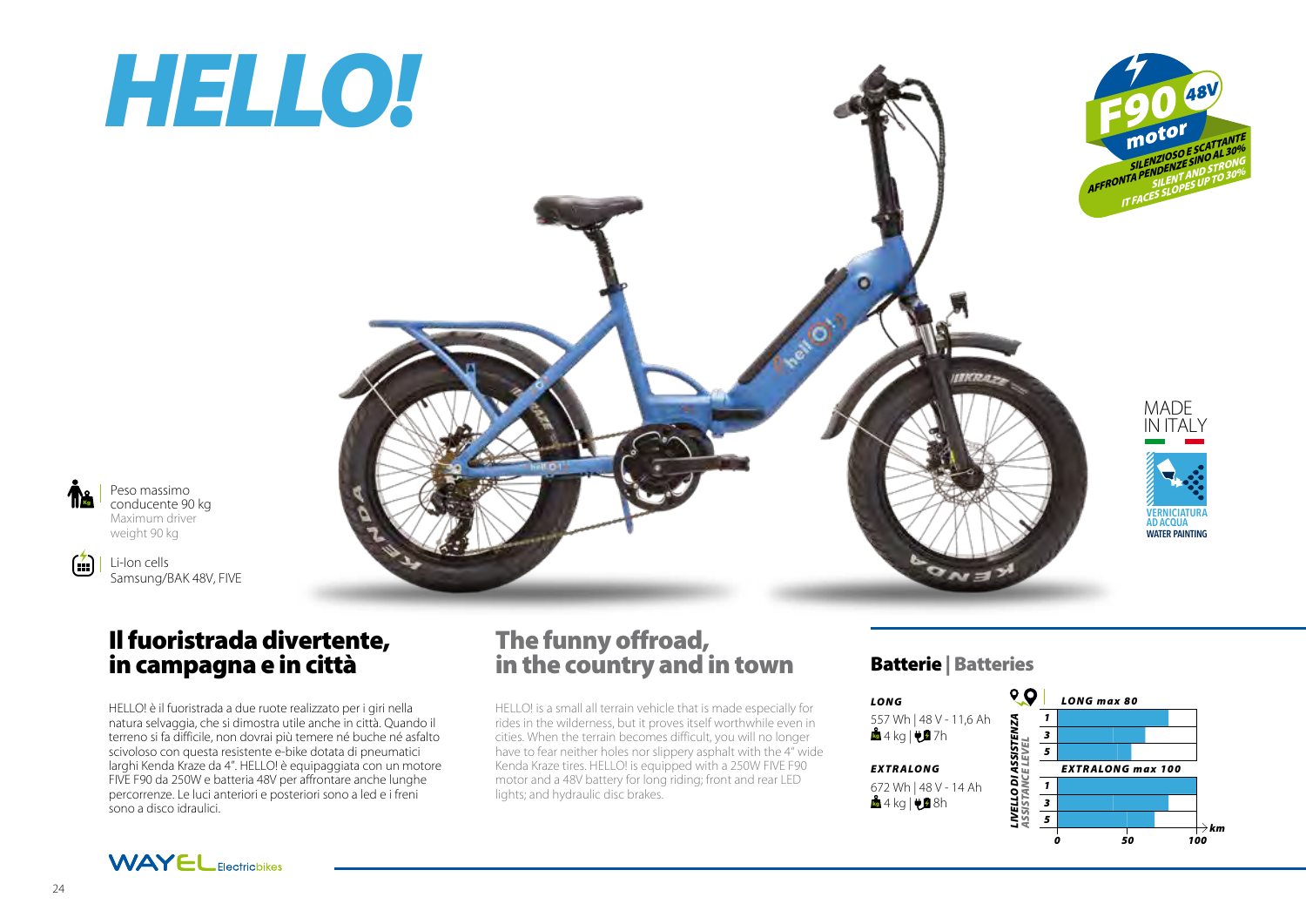# HELLO!

F90 48V motor
SILENZIOSO E SCATTANTE AFFRONTA PENDENZE SINO AL 30%
SILENT AND STRONG IT FACES SLOPES UP TO 30%

MADE IN ITALY

VERNICIATURA AD ACQUA
WATER PAINTING

Peso massimo conducente 90 kg
Maximum driver weight 90 kg

Li-Ion cells Samsung/BAK 48V, FIVE

## Il fuoristrada divertente, in campagna e in città

HELLO! è il fuoristrada a due ruote realizzato per i giri nella natura selvaggia, che si dimostra utile anche in città. Quando il terreno si fa difficile, non dovrai più temere né buche né asfalto scivoloso con questa resistente e-bike dotata di pneumatici larghi Kenda Kraze da 4". HELLO! è equipaggiata con un motore FIVE F90 da 250W e batteria 48V per affrontare anche lunghe percorrenze. Le luci anteriori e posteriori sono a led e i freni sono a disco idraulici.

## The funny offroad, in the country and in town

HELLO! is a small all terrain vehicle that is made especially for rides in the wilderness, but it proves itself worthwhile even in cities. When the terrain becomes difficult, you will no longer have to fear neither holes nor slippery asphalt with the 4" wide Kenda Kraze tires. HELLO! is equipped with a 250W FIVE F90 motor and a 48V battery for long riding; front and rear LED lights; and hydraulic disc brakes.

### Batterie | Batteries

***LONG***
557 Wh | 48 V - 11,6 Ah
4 kg | 7h

***EXTRALONG***
672 Wh | 48 V - 14 Ah
4 kg | 8h

LIVELLO DI ASSISTENZA / ASSISTANCE LEVEL

***LONG max 80***
- 1
- 3
- 5

***EXTRALONG max 100***
- 1
- 3
- 5

km: 0 – 50 – 100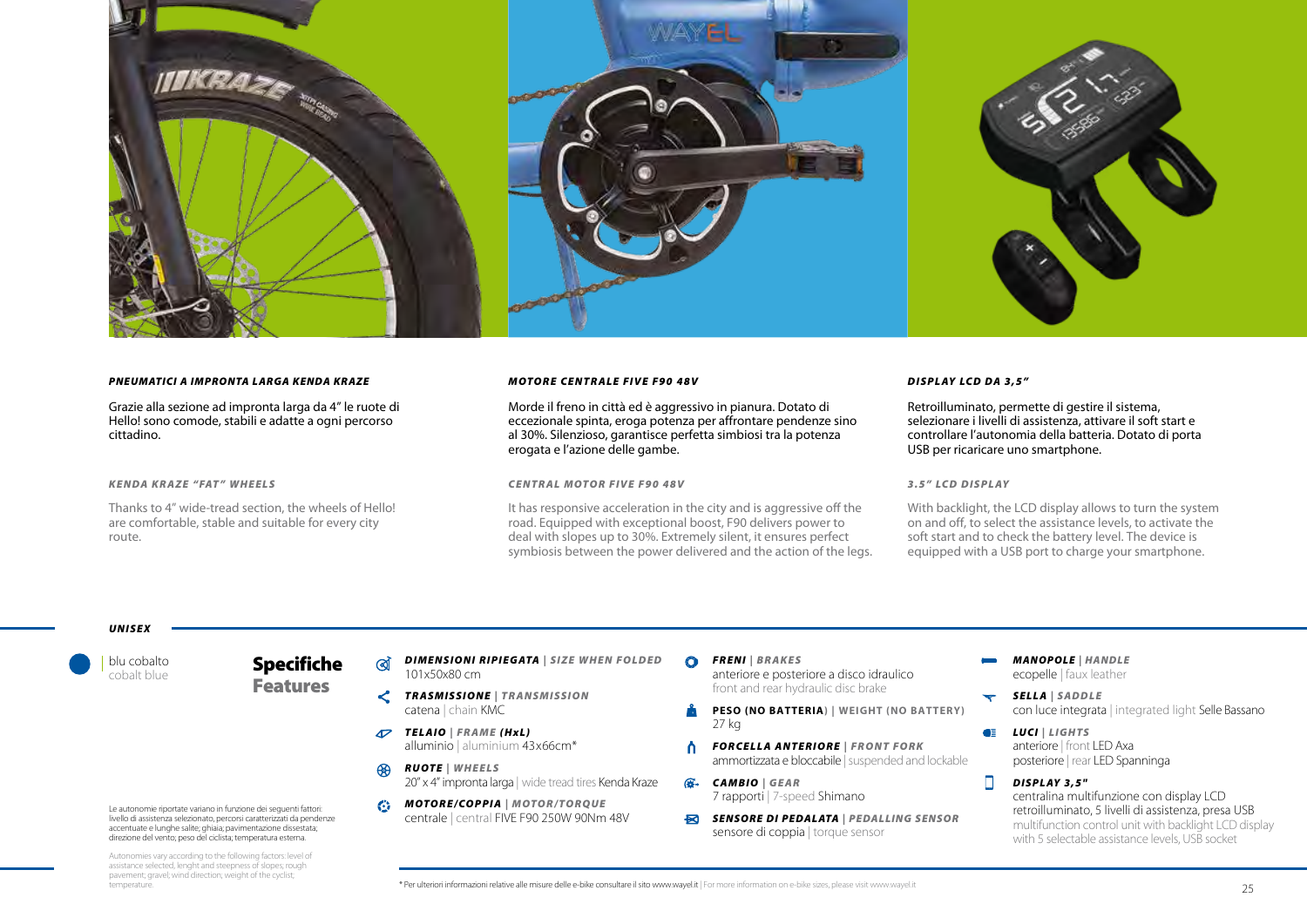### PNEUMATICI A IMPRONTA LARGA KENDA KRAZE

Grazie alla sezione ad impronta larga da 4" le ruote di Hello! sono comode, stabili e adatte a ogni percorso cittadino.

### KENDA KRAZE "FAT" WHEELS

Thanks to 4" wide-tread section, the wheels of Hello! are comfortable, stable and suitable for every city route.

### MOTORE CENTRALE FIVE F90 48V

Morde il freno in città ed è aggressivo in pianura. Dotato di eccezionale spinta, eroga potenza per affrontare pendenze sino al 30%. Silenzioso, garantisce perfetta simbiosi tra la potenza erogata e l'azione delle gambe.

### CENTRAL MOTOR FIVE F90 48V

It has responsive acceleration in the city and is aggressive off the road. Equipped with exceptional boost, F90 delivers power to deal with slopes up to 30%. Extremely silent, it ensures perfect symbiosis between the power delivered and the action of the legs.

### DISPLAY LCD DA 3,5"

Retroilluminato, permette di gestire il sistema, selezionare i livelli di assistenza, attivare il soft start e controllare l'autonomia della batteria. Dotato di porta USB per ricaricare uno smartphone.

### 3.5" LCD DISPLAY

With backlight, the LCD display allows to turn the system on and off, to select the assistance levels, to activate the soft start and to check the battery level. The device is equipped with a USB port to charge your smartphone.

**UNISEX**

blu cobalto | cobalt blue

## Specifiche
## Features

**DIMENSIONI RIPIEGATA | SIZE WHEN FOLDED**
101x50x80 cm

**TRASMISSIONE | TRANSMISSION**
catena | chain KMC

**TELAIO | FRAME (HxL)**
alluminio | aluminium 43x66cm*

**RUOTE | WHEELS**
20" x 4" impronta larga | wide tread tires Kenda Kraze

**MOTORE/COPPIA | MOTOR/TORQUE**
centrale | central FIVE F90 250W 90Nm 48V

**FRENI | BRAKES**
anteriore e posteriore a disco idraulico
front and rear hydraulic disc brake

**PESO (NO BATTERIA) | WEIGHT (NO BATTERY)**
27 kg

**FORCELLA ANTERIORE | FRONT FORK**
ammortizzata e bloccabile | suspended and lockable

**CAMBIO | GEAR**
7 rapporti | 7-speed Shimano

**SENSORE DI PEDALATA | PEDALLING SENSOR**
sensore di coppia | torque sensor

**MANOPOLE | HANDLE**
ecopelle | faux leather

**SELLA | SADDLE**
con luce integrata | integrated light Selle Bassano

**LUCI | LIGHTS**
anteriore | front LED Axa
posteriore | rear LED Spanninga

**DISPLAY 3,5"**
centralina multifunzione con display LCD retroilluminato, 5 livelli di assistenza, presa USB
multifunction control unit with backlight LCD display with 5 selectable assistance levels, USB socket

Le autonomie riportate variano in funzione dei seguenti fattori: livello di assistenza selezionato, percorsi caratterizzati da pendenze accentuate e lunghe salite; ghiaia; pavimentazione dissestata; direzione del vento; peso del ciclista; temperatura esterna.

Autonomies vary according to the following factors: level of assistance selected, lenght and steepness of slopes; rough pavement; gravel; wind direction; weight of the cyclist; temperature.

\* Per ulteriori informazioni relative alle misure delle e-bike consultare il sito www.wayel.it | For more information on e-bike sizes, please visit www.wayel.it